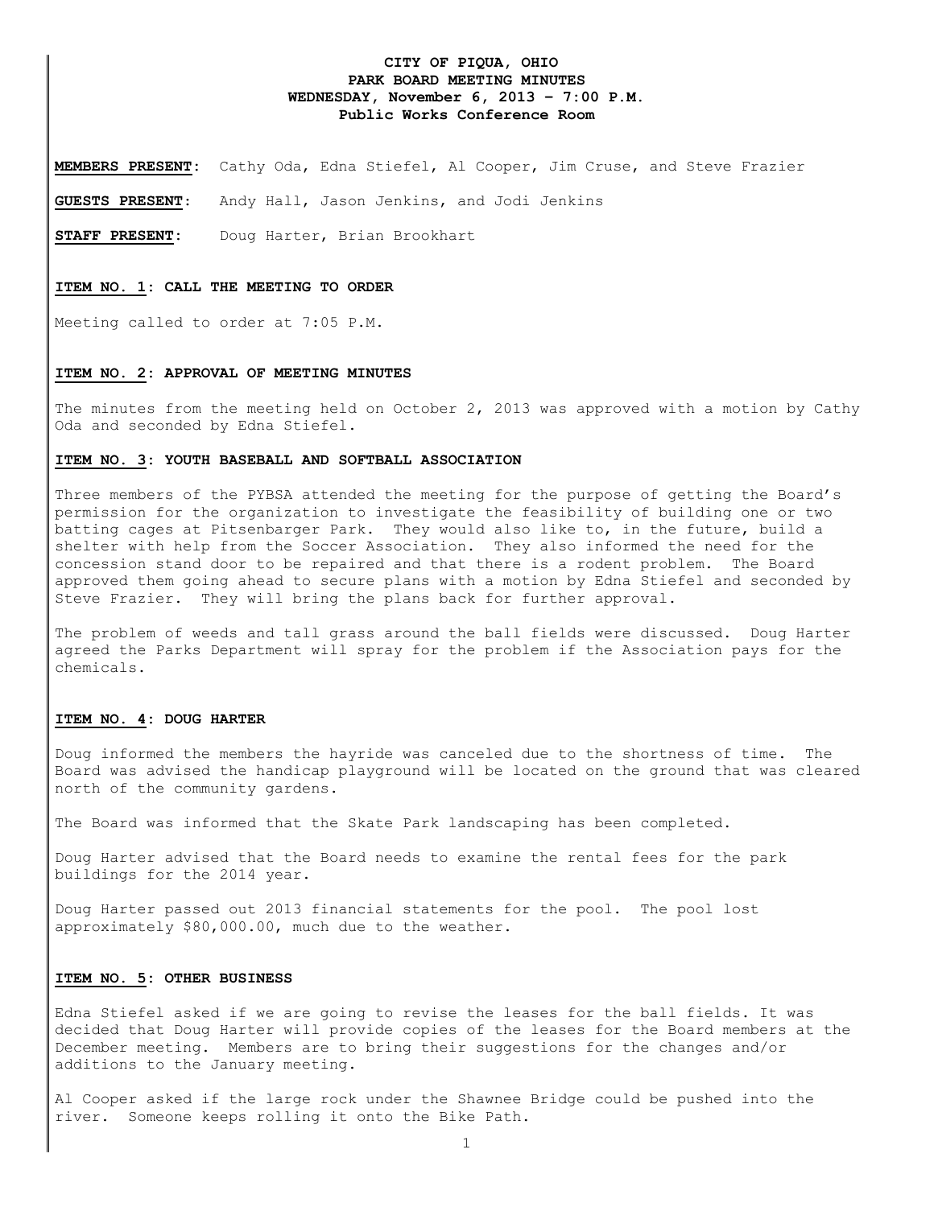# CITY OF PIQUA, OHIO
## PARK BOARD MEETING MINUTES
## WEDNESDAY, November 6, 2013 – 7:00 P.M.
## Public Works Conference Room

**MEMBERS PRESENT:** Cathy Oda, Edna Stiefel, Al Cooper, Jim Cruse, and Steve Frazier

**GUESTS PRESENT:** Andy Hall, Jason Jenkins, and Jodi Jenkins

**STAFF PRESENT:** Doug Harter, Brian Brookhart

### ITEM NO. 1: CALL THE MEETING TO ORDER

Meeting called to order at 7:05 P.M.

### ITEM NO. 2: APPROVAL OF MEETING MINUTES

The minutes from the meeting held on October 2, 2013 was approved with a motion by Cathy Oda and seconded by Edna Stiefel.

### ITEM NO. 3: YOUTH BASEBALL AND SOFTBALL ASSOCIATION

Three members of the PYBSA attended the meeting for the purpose of getting the Board's permission for the organization to investigate the feasibility of building one or two batting cages at Pitsenbarger Park. They would also like to, in the future, build a shelter with help from the Soccer Association. They also informed the need for the concession stand door to be repaired and that there is a rodent problem. The Board approved them going ahead to secure plans with a motion by Edna Stiefel and seconded by Steve Frazier. They will bring the plans back for further approval.

The problem of weeds and tall grass around the ball fields were discussed. Doug Harter agreed the Parks Department will spray for the problem if the Association pays for the chemicals.

### ITEM NO. 4: DOUG HARTER

Doug informed the members the hayride was canceled due to the shortness of time. The Board was advised the handicap playground will be located on the ground that was cleared north of the community gardens.

The Board was informed that the Skate Park landscaping has been completed.

Doug Harter advised that the Board needs to examine the rental fees for the park buildings for the 2014 year.

Doug Harter passed out 2013 financial statements for the pool. The pool lost approximately $80,000.00, much due to the weather.

### ITEM NO. 5: OTHER BUSINESS

Edna Stiefel asked if we are going to revise the leases for the ball fields. It was decided that Doug Harter will provide copies of the leases for the Board members at the December meeting. Members are to bring their suggestions for the changes and/or additions to the January meeting.

Al Cooper asked if the large rock under the Shawnee Bridge could be pushed into the river. Someone keeps rolling it onto the Bike Path.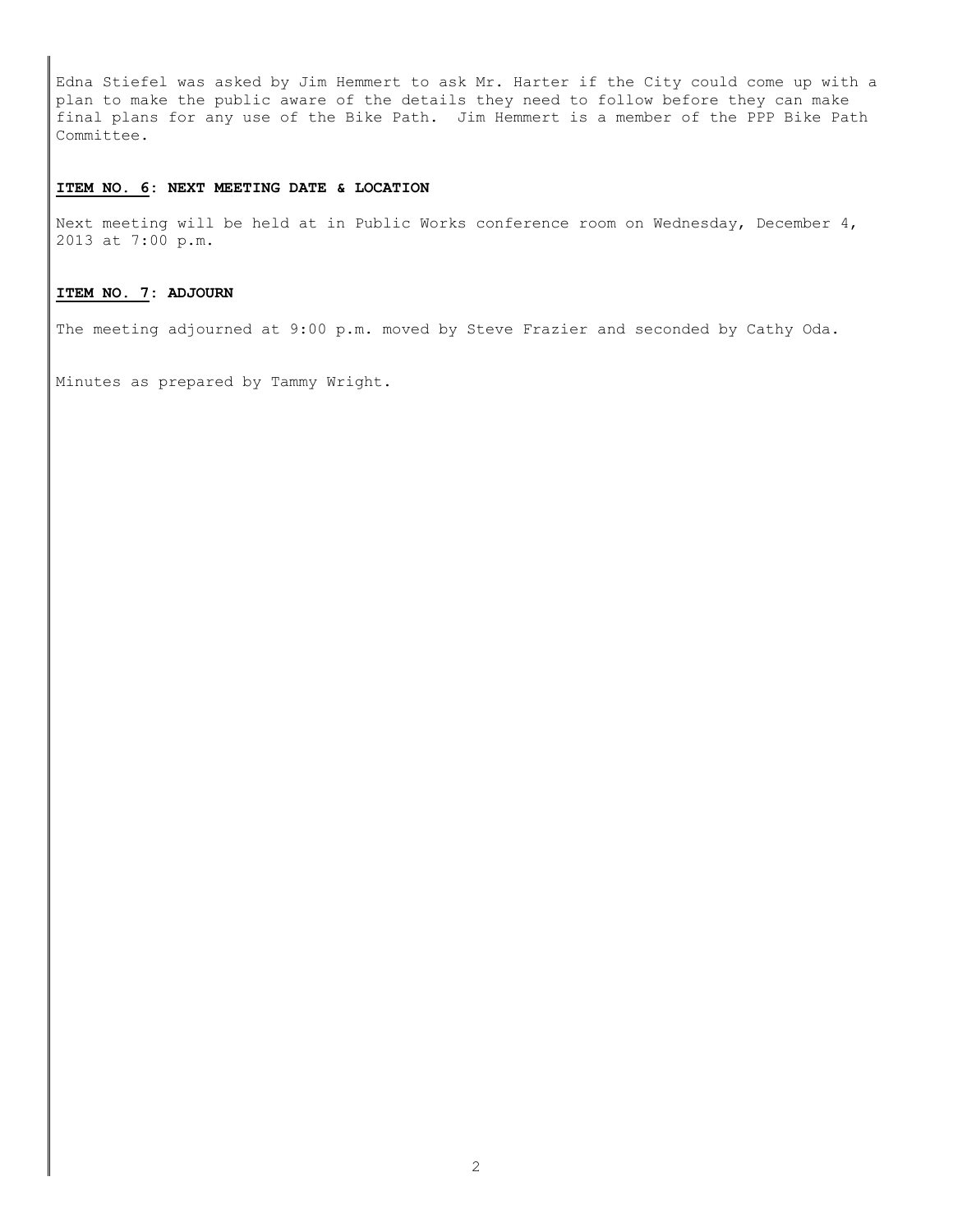Edna Stiefel was asked by Jim Hemmert to ask Mr. Harter if the City could come up with a plan to make the public aware of the details they need to follow before they can make final plans for any use of the Bike Path. Jim Hemmert is a member of the PPP Bike Path Committee.

**ITEM NO. 6: NEXT MEETING DATE & LOCATION**

Next meeting will be held at in Public Works conference room on Wednesday, December 4, 2013 at 7:00 p.m.

**ITEM NO. 7: ADJOURN**

The meeting adjourned at 9:00 p.m. moved by Steve Frazier and seconded by Cathy Oda.

Minutes as prepared by Tammy Wright.